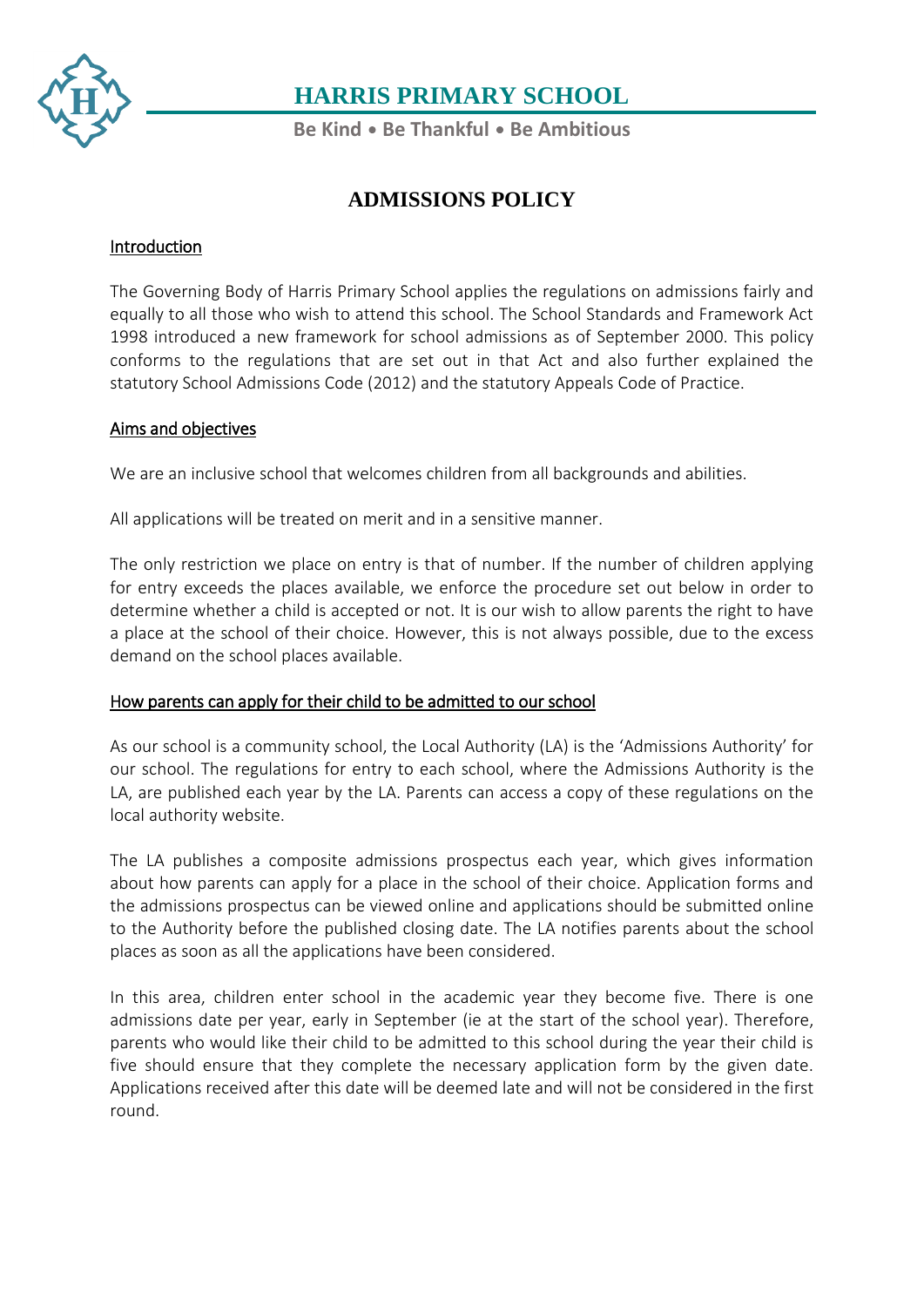# HARRIS PRIMARY SCHOOL

**Be Kind • Be Thankful • Be Ambitious**

## ADMISSIONS POLICY

### Introduction

The Governing Body of Harris Primary School applies the regulations on admissions fairly and equally to all those who wish to attend this school. The School Standards and Framework Act 1998 introduced a new framework for school admissions as of September 2000. This policy conforms to the regulations that are set out in that Act and also further explained the statutory School Admissions Code (2012) and the statutory Appeals Code of Practice.

### Aims and objectives

We are an inclusive school that welcomes children from all backgrounds and abilities.

All applications will be treated on merit and in a sensitive manner.

The only restriction we place on entry is that of number. If the number of children applying for entry exceeds the places available, we enforce the procedure set out below in order to determine whether a child is accepted or not. It is our wish to allow parents the right to have a place at the school of their choice. However, this is not always possible, due to the excess demand on the school places available.

### How parents can apply for their child to be admitted to our school

As our school is a community school, the Local Authority (LA) is the 'Admissions Authority' for our school. The regulations for entry to each school, where the Admissions Authority is the LA, are published each year by the LA. Parents can access a copy of these regulations on the local authority website.

The LA publishes a composite admissions prospectus each year, which gives information about how parents can apply for a place in the school of their choice. Application forms and the admissions prospectus can be viewed online and applications should be submitted online to the Authority before the published closing date. The LA notifies parents about the school places as soon as all the applications have been considered.

In this area, children enter school in the academic year they become five. There is one admissions date per year, early in September (ie at the start of the school year). Therefore, parents who would like their child to be admitted to this school during the year their child is five should ensure that they complete the necessary application form by the given date. Applications received after this date will be deemed late and will not be considered in the first round.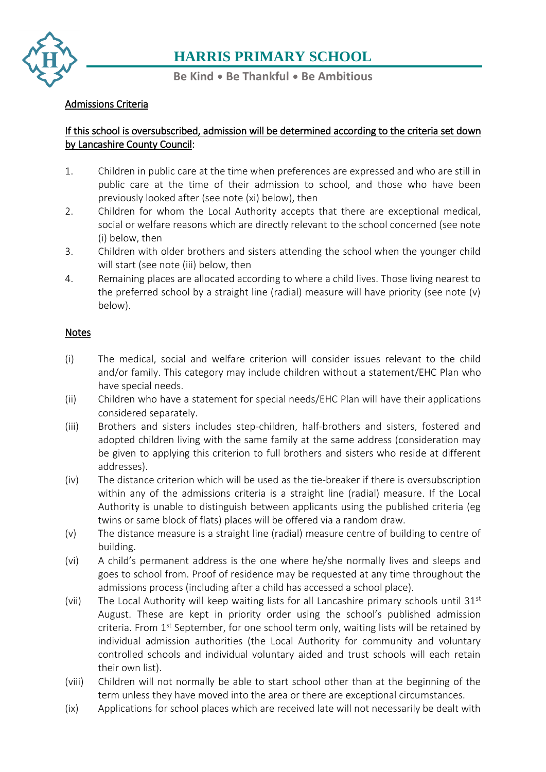# HARRIS PRIMARY SCHOOL

**Be Kind • Be Thankful • Be Ambitious**

Admissions Criteria

If this school is oversubscribed, admission will be determined according to the criteria set down by Lancashire County Council:

1. Children in public care at the time when preferences are expressed and who are still in public care at the time of their admission to school, and those who have been previously looked after (see note (xi) below), then
2. Children for whom the Local Authority accepts that there are exceptional medical, social or welfare reasons which are directly relevant to the school concerned (see note (i) below, then
3. Children with older brothers and sisters attending the school when the younger child will start (see note (iii) below, then
4. Remaining places are allocated according to where a child lives. Those living nearest to the preferred school by a straight line (radial) measure will have priority (see note (v) below).

Notes

(i) The medical, social and welfare criterion will consider issues relevant to the child and/or family. This category may include children without a statement/EHC Plan who have special needs.

(ii) Children who have a statement for special needs/EHC Plan will have their applications considered separately.

(iii) Brothers and sisters includes step-children, half-brothers and sisters, fostered and adopted children living with the same family at the same address (consideration may be given to applying this criterion to full brothers and sisters who reside at different addresses).

(iv) The distance criterion which will be used as the tie-breaker if there is oversubscription within any of the admissions criteria is a straight line (radial) measure. If the Local Authority is unable to distinguish between applicants using the published criteria (eg twins or same block of flats) places will be offered via a random draw.

(v) The distance measure is a straight line (radial) measure centre of building to centre of building.

(vi) A child's permanent address is the one where he/she normally lives and sleeps and goes to school from. Proof of residence may be requested at any time throughout the admissions process (including after a child has accessed a school place).

(vii) The Local Authority will keep waiting lists for all Lancashire primary schools until 31st August. These are kept in priority order using the school's published admission criteria. From 1st September, for one school term only, waiting lists will be retained by individual admission authorities (the Local Authority for community and voluntary controlled schools and individual voluntary aided and trust schools will each retain their own list).

(viii) Children will not normally be able to start school other than at the beginning of the term unless they have moved into the area or there are exceptional circumstances.

(ix) Applications for school places which are received late will not necessarily be dealt with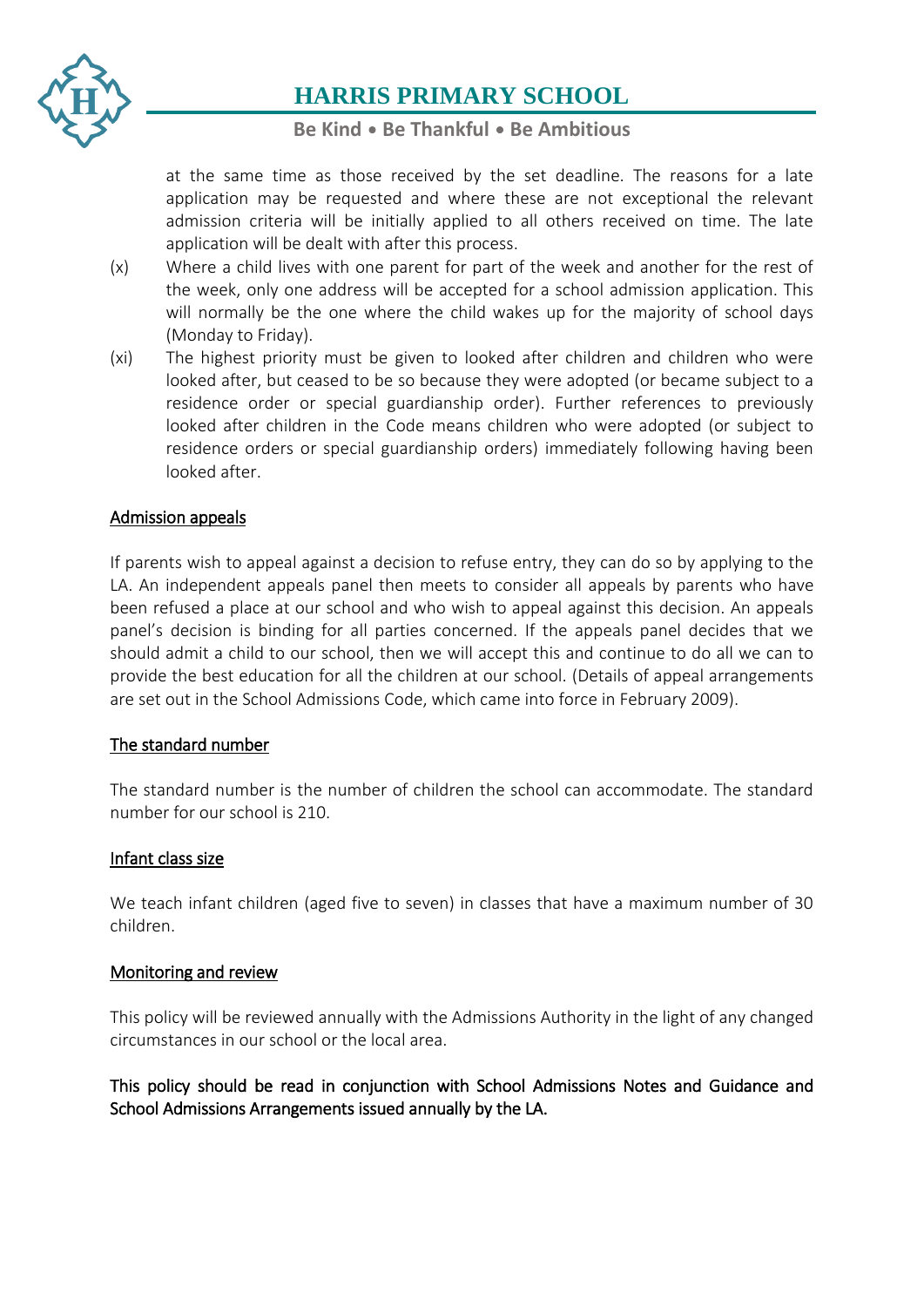at the same time as those received by the set deadline. The reasons for a late application may be requested and where these are not exceptional the relevant admission criteria will be initially applied to all others received on time. The late application will be dealt with after this process.

(x) Where a child lives with one parent for part of the week and another for the rest of the week, only one address will be accepted for a school admission application. This will normally be the one where the child wakes up for the majority of school days (Monday to Friday).

(xi) The highest priority must be given to looked after children and children who were looked after, but ceased to be so because they were adopted (or became subject to a residence order or special guardianship order). Further references to previously looked after children in the Code means children who were adopted (or subject to residence orders or special guardianship orders) immediately following having been looked after.

## Admission appeals

If parents wish to appeal against a decision to refuse entry, they can do so by applying to the LA. An independent appeals panel then meets to consider all appeals by parents who have been refused a place at our school and who wish to appeal against this decision. An appeals panel's decision is binding for all parties concerned. If the appeals panel decides that we should admit a child to our school, then we will accept this and continue to do all we can to provide the best education for all the children at our school. (Details of appeal arrangements are set out in the School Admissions Code, which came into force in February 2009).

## The standard number

The standard number is the number of children the school can accommodate. The standard number for our school is 210.

## Infant class size

We teach infant children (aged five to seven) in classes that have a maximum number of 30 children.

## Monitoring and review

This policy will be reviewed annually with the Admissions Authority in the light of any changed circumstances in our school or the local area.

This policy should be read in conjunction with School Admissions Notes and Guidance and School Admissions Arrangements issued annually by the LA.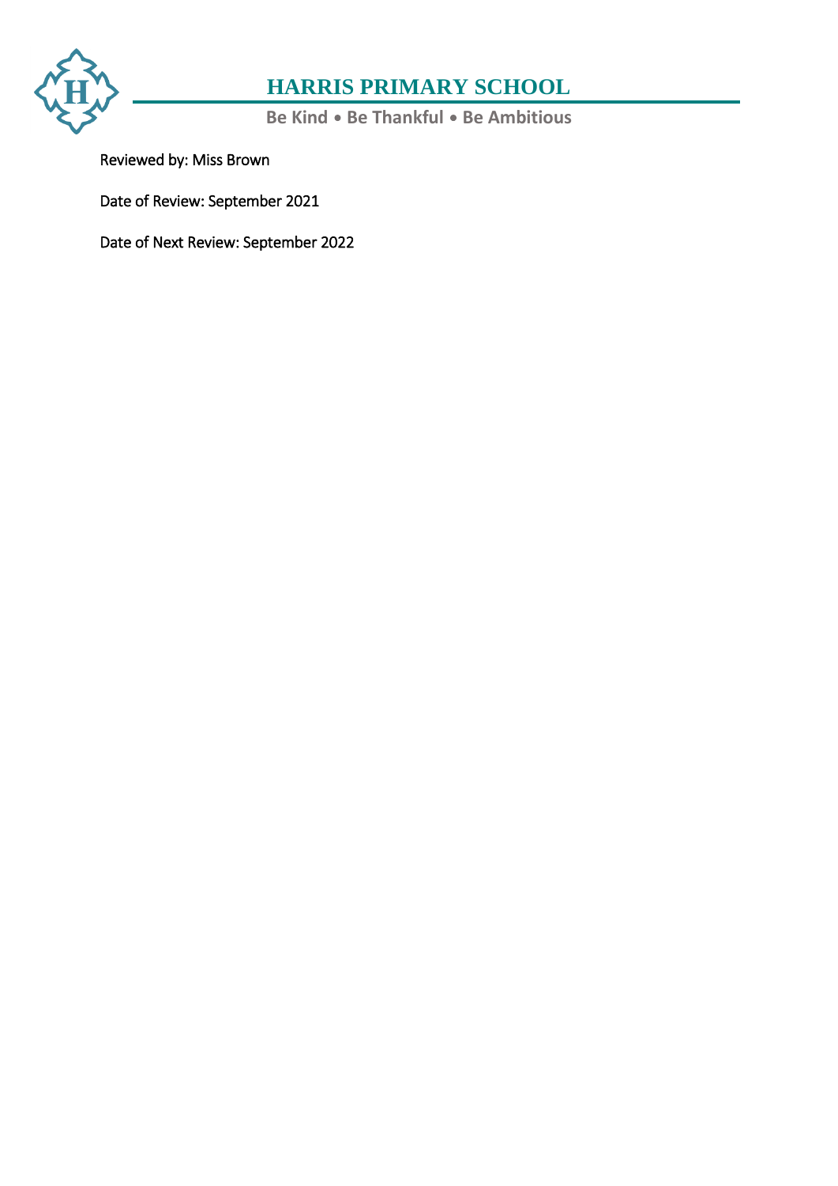Reviewed by: Miss Brown

Date of Review: September 2021

Date of Next Review: September 2022